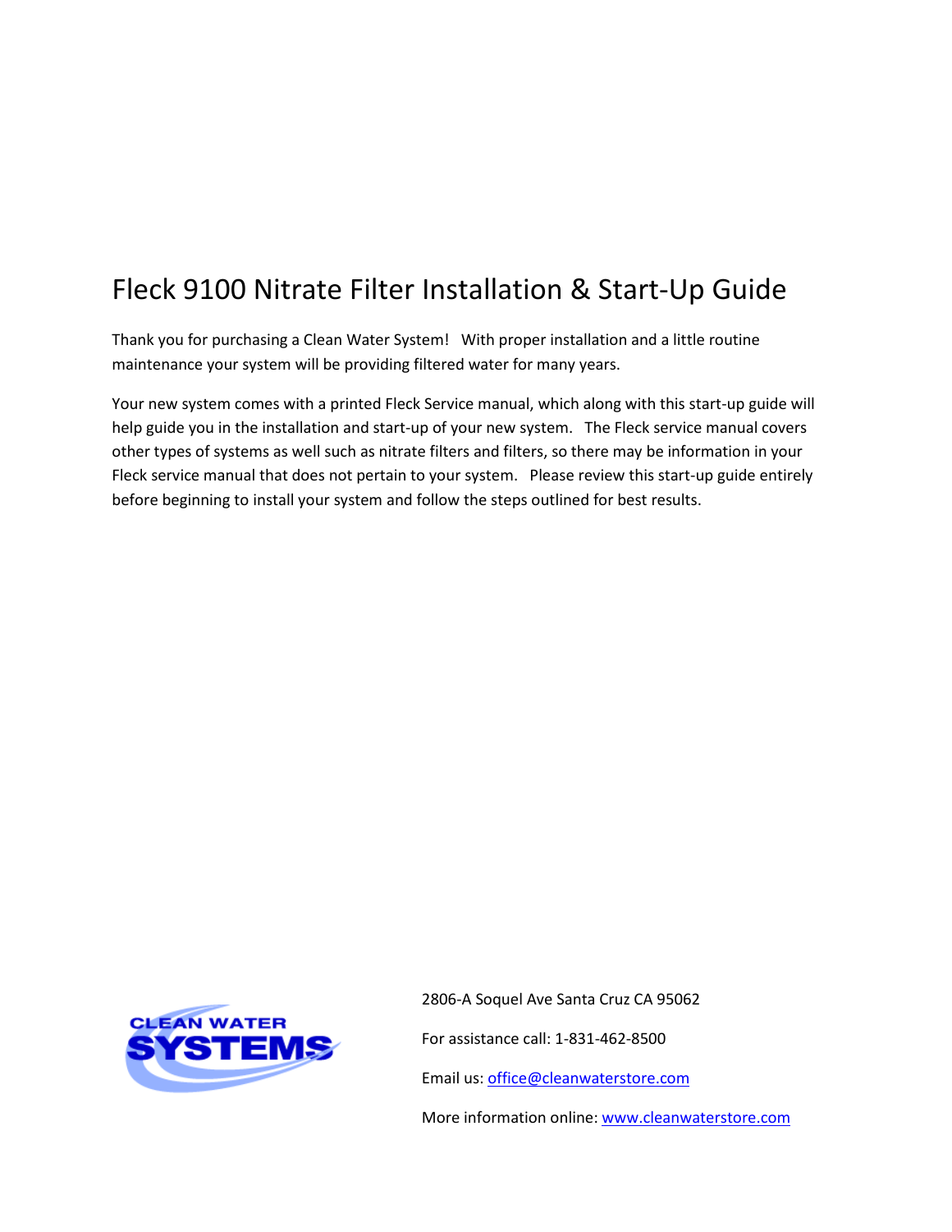# Fleck 9100 Nitrate Filter Installation & Start-Up Guide

Thank you for purchasing a Clean Water System! With proper installation and a little routine maintenance your system will be providing filtered water for many years.

Your new system comes with a printed Fleck Service manual, which along with this start-up guide will help guide you in the installation and start-up of your new system. The Fleck service manual covers other types of systems as well such as nitrate filters and filters, so there may be information in your Fleck service manual that does not pertain to your system. Please review this start-up guide entirely before beginning to install your system and follow the steps outlined for best results.

CLEAN WATER SYSTEMS

2806-A Soquel Ave Santa Cruz CA 95062

For assistance call: 1-831-462-8500

Email us: office@cleanwaterstore.com

More information online: www.cleanwaterstore.com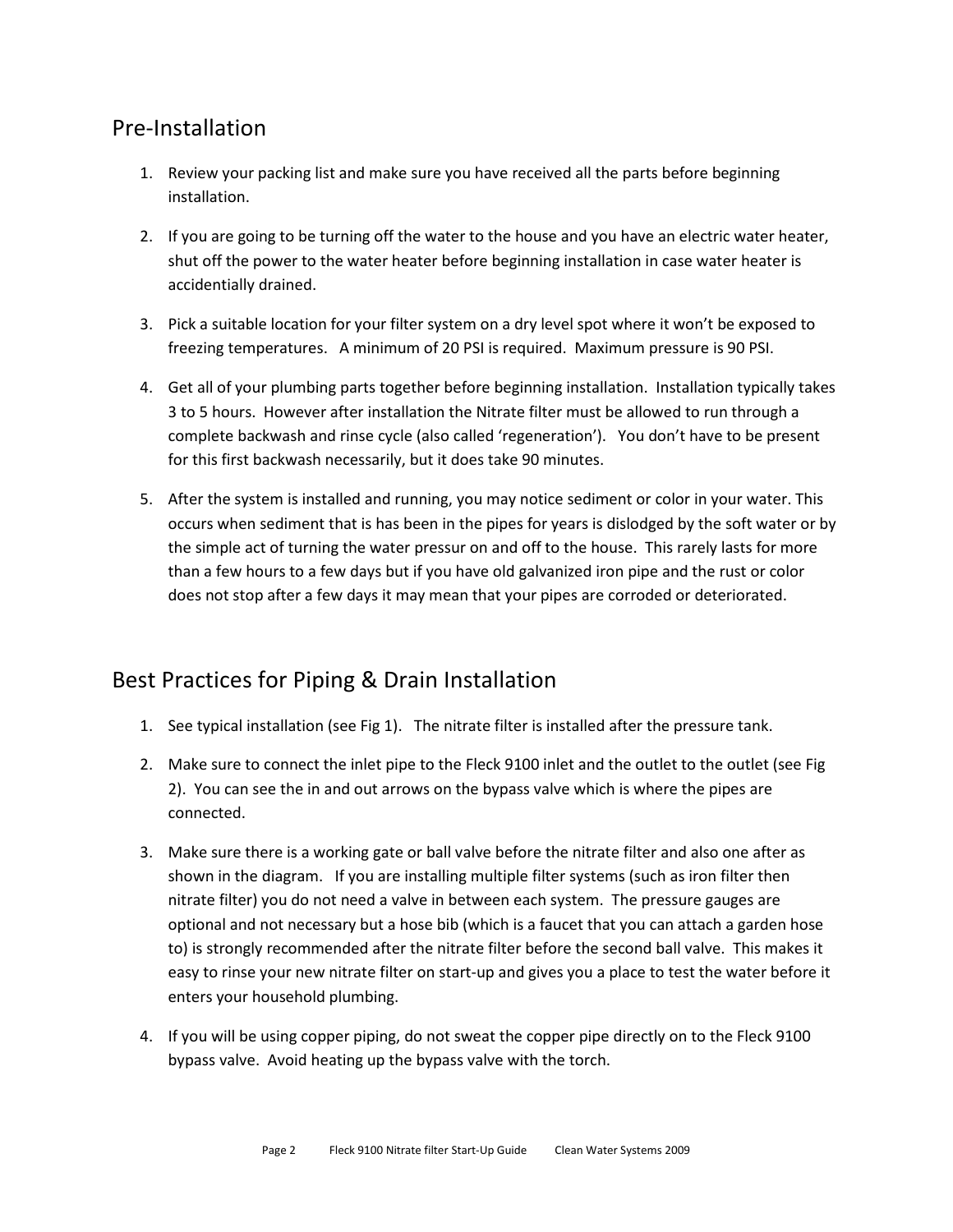## Pre-Installation

1. Review your packing list and make sure you have received all the parts before beginning installation.

2. If you are going to be turning off the water to the house and you have an electric water heater, shut off the power to the water heater before beginning installation in case water heater is accidentially drained.

3. Pick a suitable location for your filter system on a dry level spot where it won't be exposed to freezing temperatures. A minimum of 20 PSI is required. Maximum pressure is 90 PSI.

4. Get all of your plumbing parts together before beginning installation. Installation typically takes 3 to 5 hours. However after installation the Nitrate filter must be allowed to run through a complete backwash and rinse cycle (also called 'regeneration'). You don't have to be present for this first backwash necessarily, but it does take 90 minutes.

5. After the system is installed and running, you may notice sediment or color in your water. This occurs when sediment that is has been in the pipes for years is dislodged by the soft water or by the simple act of turning the water pressur on and off to the house. This rarely lasts for more than a few hours to a few days but if you have old galvanized iron pipe and the rust or color does not stop after a few days it may mean that your pipes are corroded or deteriorated.

## Best Practices for Piping & Drain Installation

1. See typical installation (see Fig 1). The nitrate filter is installed after the pressure tank.

2. Make sure to connect the inlet pipe to the Fleck 9100 inlet and the outlet to the outlet (see Fig 2). You can see the in and out arrows on the bypass valve which is where the pipes are connected.

3. Make sure there is a working gate or ball valve before the nitrate filter and also one after as shown in the diagram. If you are installing multiple filter systems (such as iron filter then nitrate filter) you do not need a valve in between each system. The pressure gauges are optional and not necessary but a hose bib (which is a faucet that you can attach a garden hose to) is strongly recommended after the nitrate filter before the second ball valve. This makes it easy to rinse your new nitrate filter on start-up and gives you a place to test the water before it enters your household plumbing.

4. If you will be using copper piping, do not sweat the copper pipe directly on to the Fleck 9100 bypass valve. Avoid heating up the bypass valve with the torch.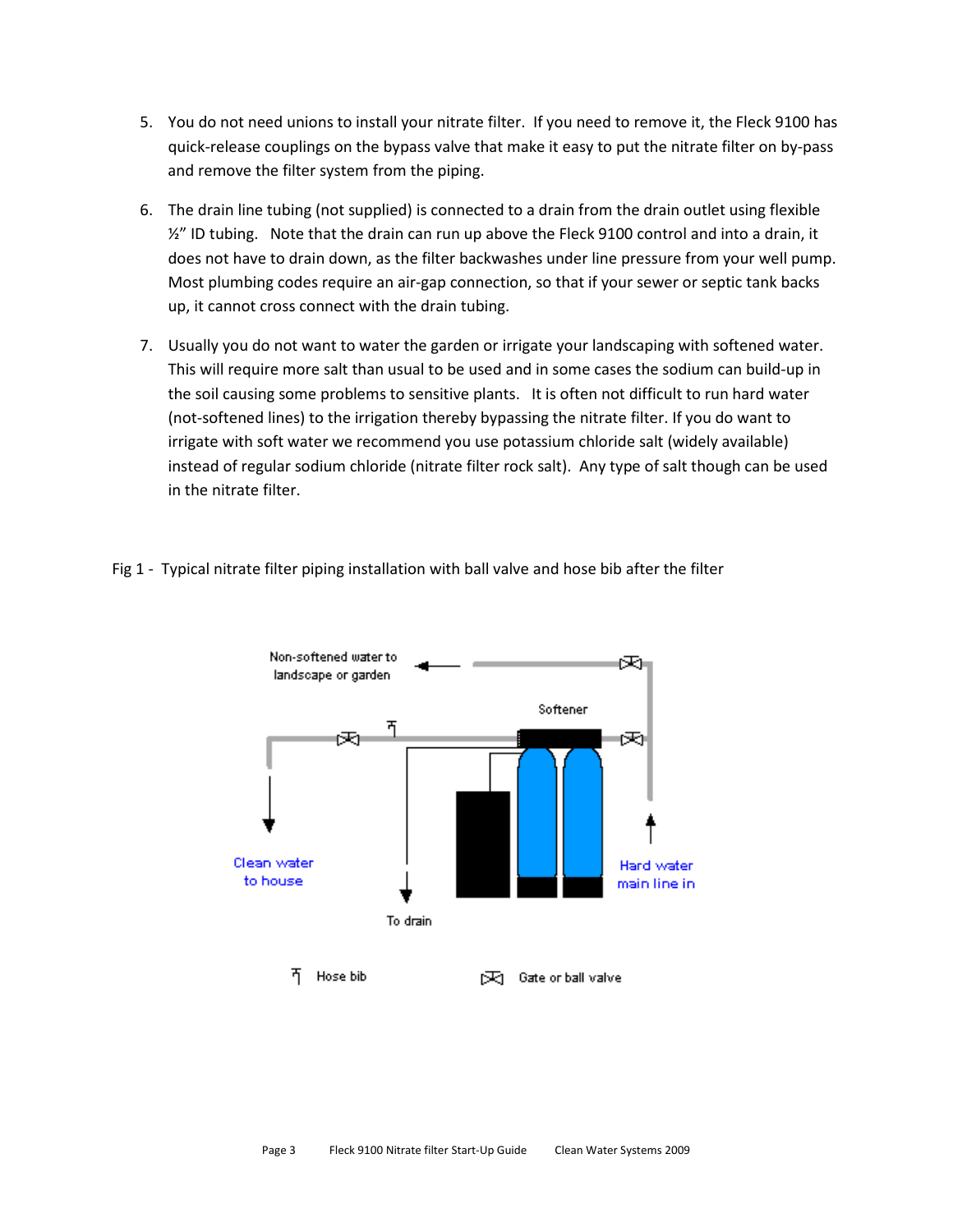5. You do not need unions to install your nitrate filter. If you need to remove it, the Fleck 9100 has quick-release couplings on the bypass valve that make it easy to put the nitrate filter on by-pass and remove the filter system from the piping.

6. The drain line tubing (not supplied) is connected to a drain from the drain outlet using flexible ½" ID tubing. Note that the drain can run up above the Fleck 9100 control and into a drain, it does not have to drain down, as the filter backwashes under line pressure from your well pump. Most plumbing codes require an air-gap connection, so that if your sewer or septic tank backs up, it cannot cross connect with the drain tubing.

7. Usually you do not want to water the garden or irrigate your landscaping with softened water. This will require more salt than usual to be used and in some cases the sodium can build-up in the soil causing some problems to sensitive plants. It is often not difficult to run hard water (not-softened lines) to the irrigation thereby bypassing the nitrate filter. If you do want to irrigate with soft water we recommend you use potassium chloride salt (widely available) instead of regular sodium chloride (nitrate filter rock salt). Any type of salt though can be used in the nitrate filter.

Fig 1 - Typical nitrate filter piping installation with ball valve and hose bib after the filter

Non-softened water to landscape or garden

Softener

Clean water to house

To drain

Hard water main line in

Hose bib

Gate or ball valve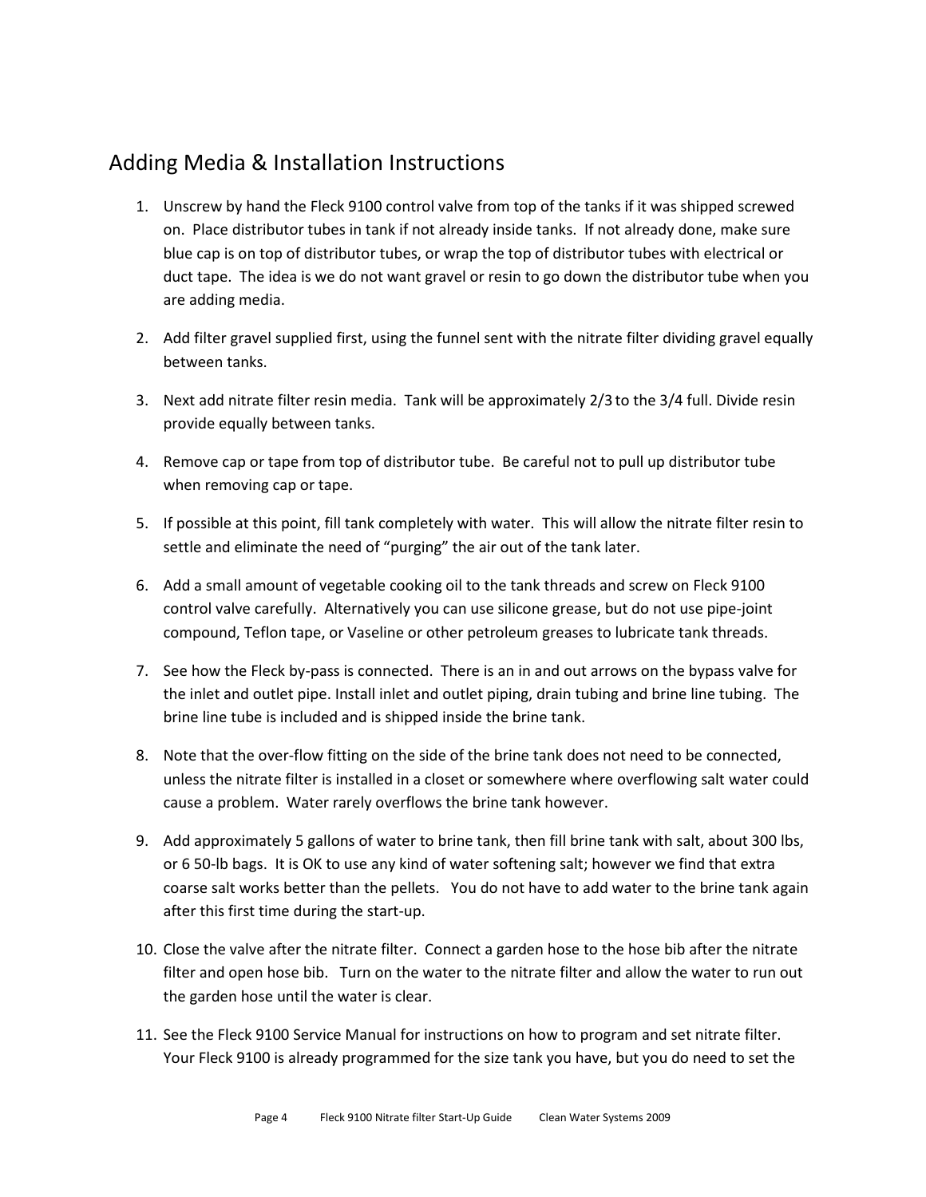## Adding Media & Installation Instructions

1. Unscrew by hand the Fleck 9100 control valve from top of the tanks if it was shipped screwed on. Place distributor tubes in tank if not already inside tanks. If not already done, make sure blue cap is on top of distributor tubes, or wrap the top of distributor tubes with electrical or duct tape. The idea is we do not want gravel or resin to go down the distributor tube when you are adding media.

2. Add filter gravel supplied first, using the funnel sent with the nitrate filter dividing gravel equally between tanks.

3. Next add nitrate filter resin media. Tank will be approximately 2/3 to the 3/4 full. Divide resin provide equally between tanks.

4. Remove cap or tape from top of distributor tube. Be careful not to pull up distributor tube when removing cap or tape.

5. If possible at this point, fill tank completely with water. This will allow the nitrate filter resin to settle and eliminate the need of "purging" the air out of the tank later.

6. Add a small amount of vegetable cooking oil to the tank threads and screw on Fleck 9100 control valve carefully. Alternatively you can use silicone grease, but do not use pipe-joint compound, Teflon tape, or Vaseline or other petroleum greases to lubricate tank threads.

7. See how the Fleck by-pass is connected. There is an in and out arrows on the bypass valve for the inlet and outlet pipe. Install inlet and outlet piping, drain tubing and brine line tubing. The brine line tube is included and is shipped inside the brine tank.

8. Note that the over-flow fitting on the side of the brine tank does not need to be connected, unless the nitrate filter is installed in a closet or somewhere where overflowing salt water could cause a problem. Water rarely overflows the brine tank however.

9. Add approximately 5 gallons of water to brine tank, then fill brine tank with salt, about 300 lbs, or 6 50-lb bags. It is OK to use any kind of water softening salt; however we find that extra coarse salt works better than the pellets. You do not have to add water to the brine tank again after this first time during the start-up.

10. Close the valve after the nitrate filter. Connect a garden hose to the hose bib after the nitrate filter and open hose bib. Turn on the water to the nitrate filter and allow the water to run out the garden hose until the water is clear.

11. See the Fleck 9100 Service Manual for instructions on how to program and set nitrate filter. Your Fleck 9100 is already programmed for the size tank you have, but you do need to set the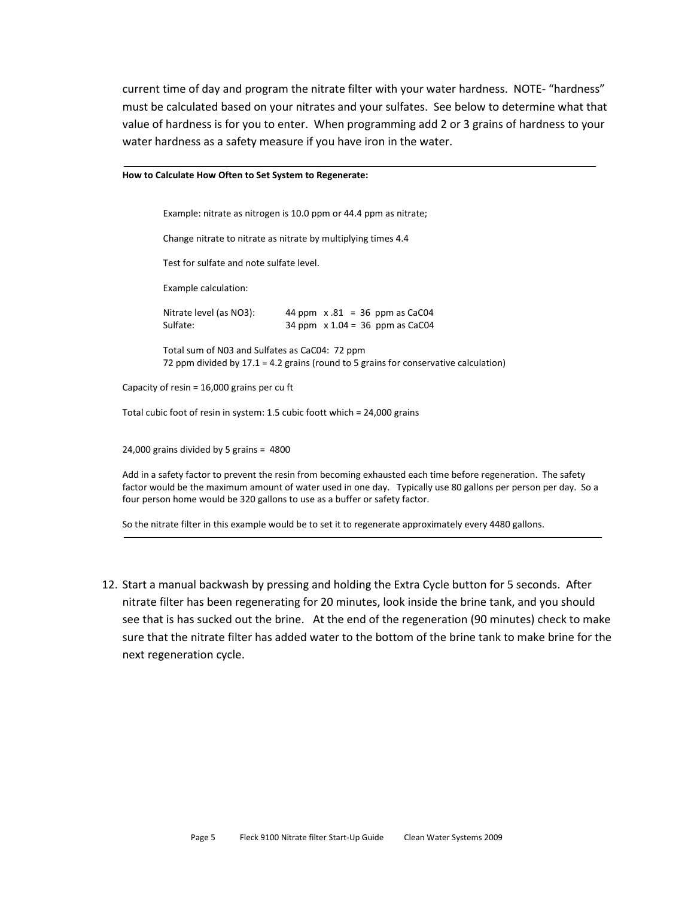current time of day and program the nitrate filter with your water hardness. NOTE- "hardness" must be calculated based on your nitrates and your sulfates. See below to determine what that value of hardness is for you to enter. When programming add 2 or 3 grains of hardness to your water hardness as a safety measure if you have iron in the water.

---

**How to Calculate How Often to Set System to Regenerate:**

Example: nitrate as nitrogen is 10.0 ppm or 44.4 ppm as nitrate;

Change nitrate to nitrate as nitrate by multiplying times 4.4

Test for sulfate and note sulfate level.

Example calculation:

| | |
|---|---|
| Nitrate level (as NO3): | 44 ppm x .81 = 36 ppm as CaC04 |
| Sulfate: | 34 ppm x 1.04 = 36 ppm as CaC04 |

Total sum of N03 and Sulfates as CaC04: 72 ppm
72 ppm divided by 17.1 = 4.2 grains (round to 5 grains for conservative calculation)

Capacity of resin = 16,000 grains per cu ft

Total cubic foot of resin in system: 1.5 cubic foott which = 24,000 grains

24,000 grains divided by 5 grains = 4800

Add in a safety factor to prevent the resin from becoming exhausted each time before regeneration. The safety factor would be the maximum amount of water used in one day. Typically use 80 gallons per person per day. So a four person home would be 320 gallons to use as a buffer or safety factor.

So the nitrate filter in this example would be to set it to regenerate approximately every 4480 gallons.

---

12. Start a manual backwash by pressing and holding the Extra Cycle button for 5 seconds. After nitrate filter has been regenerating for 20 minutes, look inside the brine tank, and you should see that is has sucked out the brine. At the end of the regeneration (90 minutes) check to make sure that the nitrate filter has added water to the bottom of the brine tank to make brine for the next regeneration cycle.